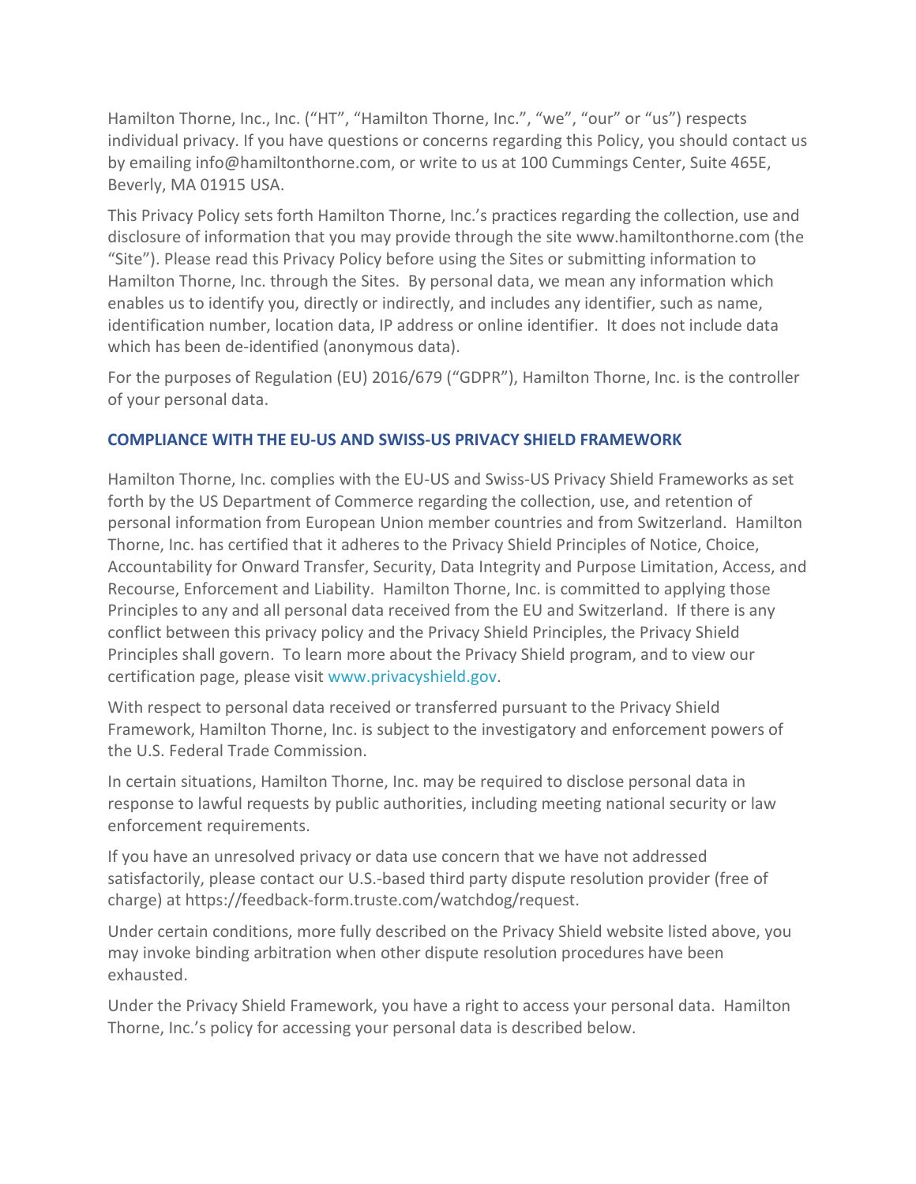Hamilton Thorne, Inc., Inc. ("HT", "Hamilton Thorne, Inc.", "we", "our" or "us") respects individual privacy. If you have questions or concerns regarding this Policy, you should contact us by emailing info@hamiltonthorne.com, or write to us at 100 Cummings Center, Suite 465E, Beverly, MA 01915 USA.

This Privacy Policy sets forth Hamilton Thorne, Inc.'s practices regarding the collection, use and disclosure of information that you may provide through the site www.hamiltonthorne.com (the "Site"). Please read this Privacy Policy before using the Sites or submitting information to Hamilton Thorne, Inc. through the Sites. By personal data, we mean any information which enables us to identify you, directly or indirectly, and includes any identifier, such as name, identification number, location data, IP address or online identifier. It does not include data which has been de-identified (anonymous data).

For the purposes of Regulation (EU) 2016/679 ("GDPR"), Hamilton Thorne, Inc. is the controller of your personal data.

## COMPLIANCE WITH THE EU-US AND SWISS-US PRIVACY SHIELD FRAMEWORK

Hamilton Thorne, Inc. complies with the EU-US and Swiss-US Privacy Shield Frameworks as set forth by the US Department of Commerce regarding the collection, use, and retention of personal information from European Union member countries and from Switzerland. Hamilton Thorne, Inc. has certified that it adheres to the Privacy Shield Principles of Notice, Choice, Accountability for Onward Transfer, Security, Data Integrity and Purpose Limitation, Access, and Recourse, Enforcement and Liability. Hamilton Thorne, Inc. is committed to applying those Principles to any and all personal data received from the EU and Switzerland. If there is any conflict between this privacy policy and the Privacy Shield Principles, the Privacy Shield Principles shall govern. To learn more about the Privacy Shield program, and to view our certification page, please visit www.privacyshield.gov.

With respect to personal data received or transferred pursuant to the Privacy Shield Framework, Hamilton Thorne, Inc. is subject to the investigatory and enforcement powers of the U.S. Federal Trade Commission.

In certain situations, Hamilton Thorne, Inc. may be required to disclose personal data in response to lawful requests by public authorities, including meeting national security or law enforcement requirements.

If you have an unresolved privacy or data use concern that we have not addressed satisfactorily, please contact our U.S.-based third party dispute resolution provider (free of charge) at https://feedback-form.truste.com/watchdog/request.

Under certain conditions, more fully described on the Privacy Shield website listed above, you may invoke binding arbitration when other dispute resolution procedures have been exhausted.

Under the Privacy Shield Framework, you have a right to access your personal data. Hamilton Thorne, Inc.'s policy for accessing your personal data is described below.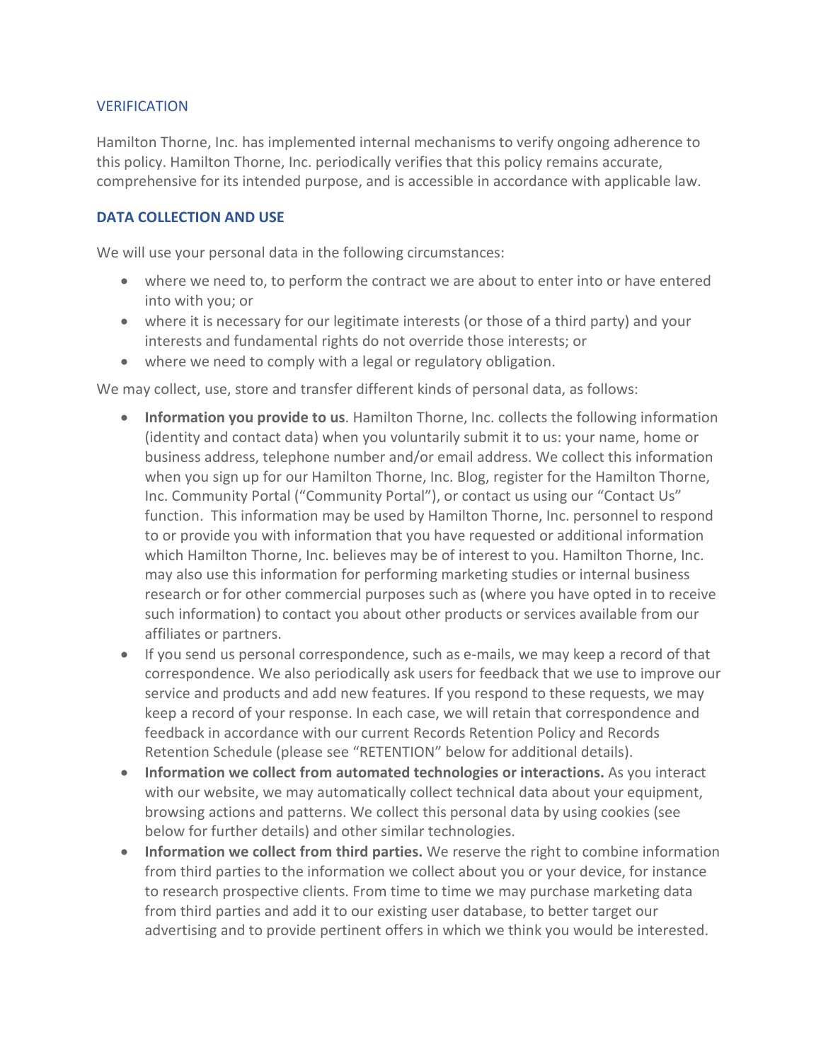## VERIFICATION

Hamilton Thorne, Inc. has implemented internal mechanisms to verify ongoing adherence to this policy. Hamilton Thorne, Inc. periodically verifies that this policy remains accurate, comprehensive for its intended purpose, and is accessible in accordance with applicable law.

## DATA COLLECTION AND USE

We will use your personal data in the following circumstances:

- where we need to, to perform the contract we are about to enter into or have entered into with you; or
- where it is necessary for our legitimate interests (or those of a third party) and your interests and fundamental rights do not override those interests; or
- where we need to comply with a legal or regulatory obligation.

We may collect, use, store and transfer different kinds of personal data, as follows:

- **Information you provide to us**. Hamilton Thorne, Inc. collects the following information (identity and contact data) when you voluntarily submit it to us: your name, home or business address, telephone number and/or email address. We collect this information when you sign up for our Hamilton Thorne, Inc. Blog, register for the Hamilton Thorne, Inc. Community Portal ("Community Portal"), or contact us using our "Contact Us" function. This information may be used by Hamilton Thorne, Inc. personnel to respond to or provide you with information that you have requested or additional information which Hamilton Thorne, Inc. believes may be of interest to you. Hamilton Thorne, Inc. may also use this information for performing marketing studies or internal business research or for other commercial purposes such as (where you have opted in to receive such information) to contact you about other products or services available from our affiliates or partners.
- If you send us personal correspondence, such as e-mails, we may keep a record of that correspondence. We also periodically ask users for feedback that we use to improve our service and products and add new features. If you respond to these requests, we may keep a record of your response. In each case, we will retain that correspondence and feedback in accordance with our current Records Retention Policy and Records Retention Schedule (please see "RETENTION" below for additional details).
- **Information we collect from automated technologies or interactions.** As you interact with our website, we may automatically collect technical data about your equipment, browsing actions and patterns. We collect this personal data by using cookies (see below for further details) and other similar technologies.
- **Information we collect from third parties.** We reserve the right to combine information from third parties to the information we collect about you or your device, for instance to research prospective clients. From time to time we may purchase marketing data from third parties and add it to our existing user database, to better target our advertising and to provide pertinent offers in which we think you would be interested.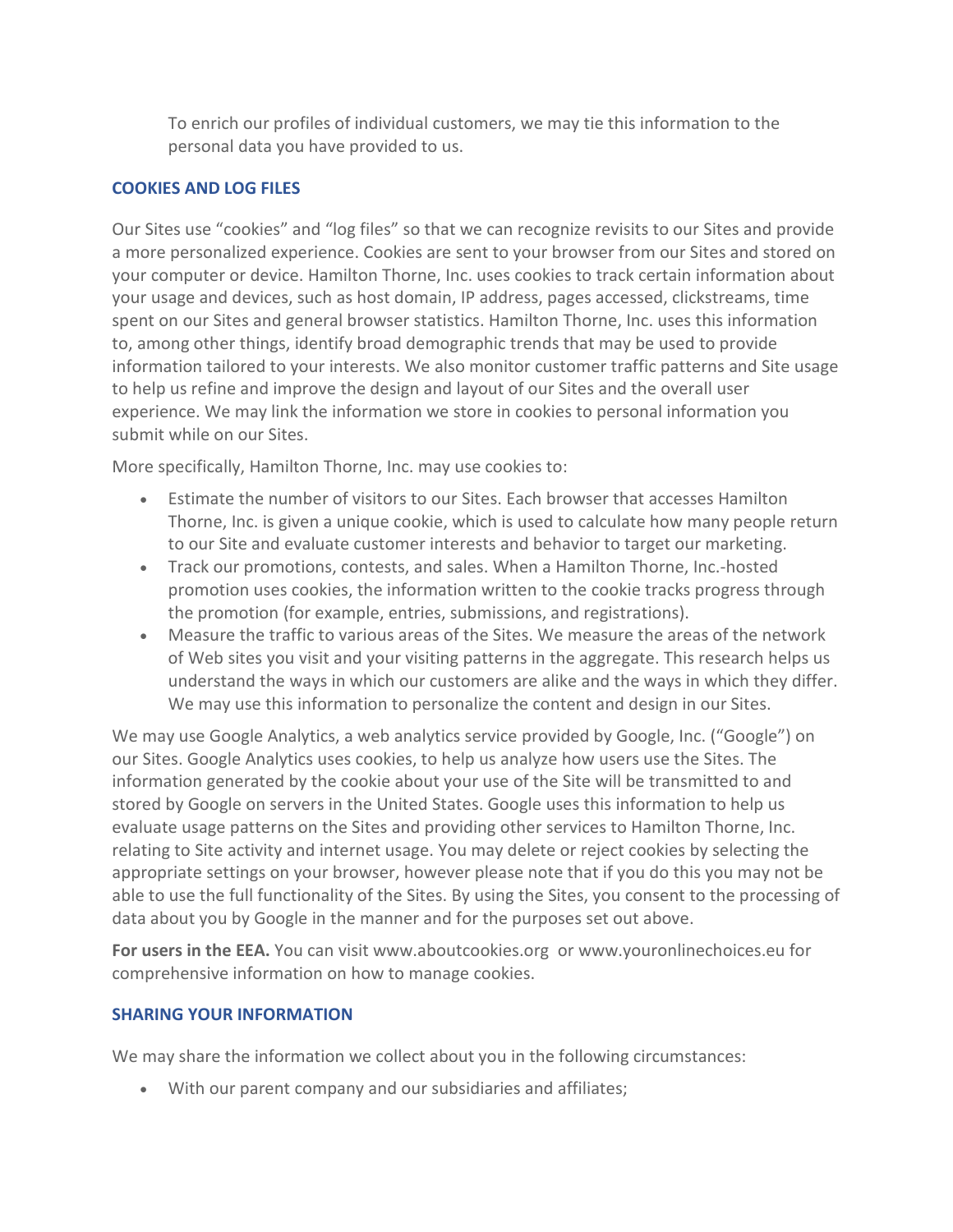To enrich our profiles of individual customers, we may tie this information to the personal data you have provided to us.

## COOKIES AND LOG FILES

Our Sites use "cookies" and "log files" so that we can recognize revisits to our Sites and provide a more personalized experience. Cookies are sent to your browser from our Sites and stored on your computer or device. Hamilton Thorne, Inc. uses cookies to track certain information about your usage and devices, such as host domain, IP address, pages accessed, clickstreams, time spent on our Sites and general browser statistics. Hamilton Thorne, Inc. uses this information to, among other things, identify broad demographic trends that may be used to provide information tailored to your interests. We also monitor customer traffic patterns and Site usage to help us refine and improve the design and layout of our Sites and the overall user experience. We may link the information we store in cookies to personal information you submit while on our Sites.

More specifically, Hamilton Thorne, Inc. may use cookies to:

- Estimate the number of visitors to our Sites. Each browser that accesses Hamilton Thorne, Inc. is given a unique cookie, which is used to calculate how many people return to our Site and evaluate customer interests and behavior to target our marketing.
- Track our promotions, contests, and sales. When a Hamilton Thorne, Inc.-hosted promotion uses cookies, the information written to the cookie tracks progress through the promotion (for example, entries, submissions, and registrations).
- Measure the traffic to various areas of the Sites. We measure the areas of the network of Web sites you visit and your visiting patterns in the aggregate. This research helps us understand the ways in which our customers are alike and the ways in which they differ. We may use this information to personalize the content and design in our Sites.

We may use Google Analytics, a web analytics service provided by Google, Inc. ("Google") on our Sites. Google Analytics uses cookies, to help us analyze how users use the Sites. The information generated by the cookie about your use of the Site will be transmitted to and stored by Google on servers in the United States. Google uses this information to help us evaluate usage patterns on the Sites and providing other services to Hamilton Thorne, Inc. relating to Site activity and internet usage. You may delete or reject cookies by selecting the appropriate settings on your browser, however please note that if you do this you may not be able to use the full functionality of the Sites. By using the Sites, you consent to the processing of data about you by Google in the manner and for the purposes set out above.

**For users in the EEA.** You can visit www.aboutcookies.org or www.youronlinechoices.eu for comprehensive information on how to manage cookies.

## SHARING YOUR INFORMATION

We may share the information we collect about you in the following circumstances:

- With our parent company and our subsidiaries and affiliates;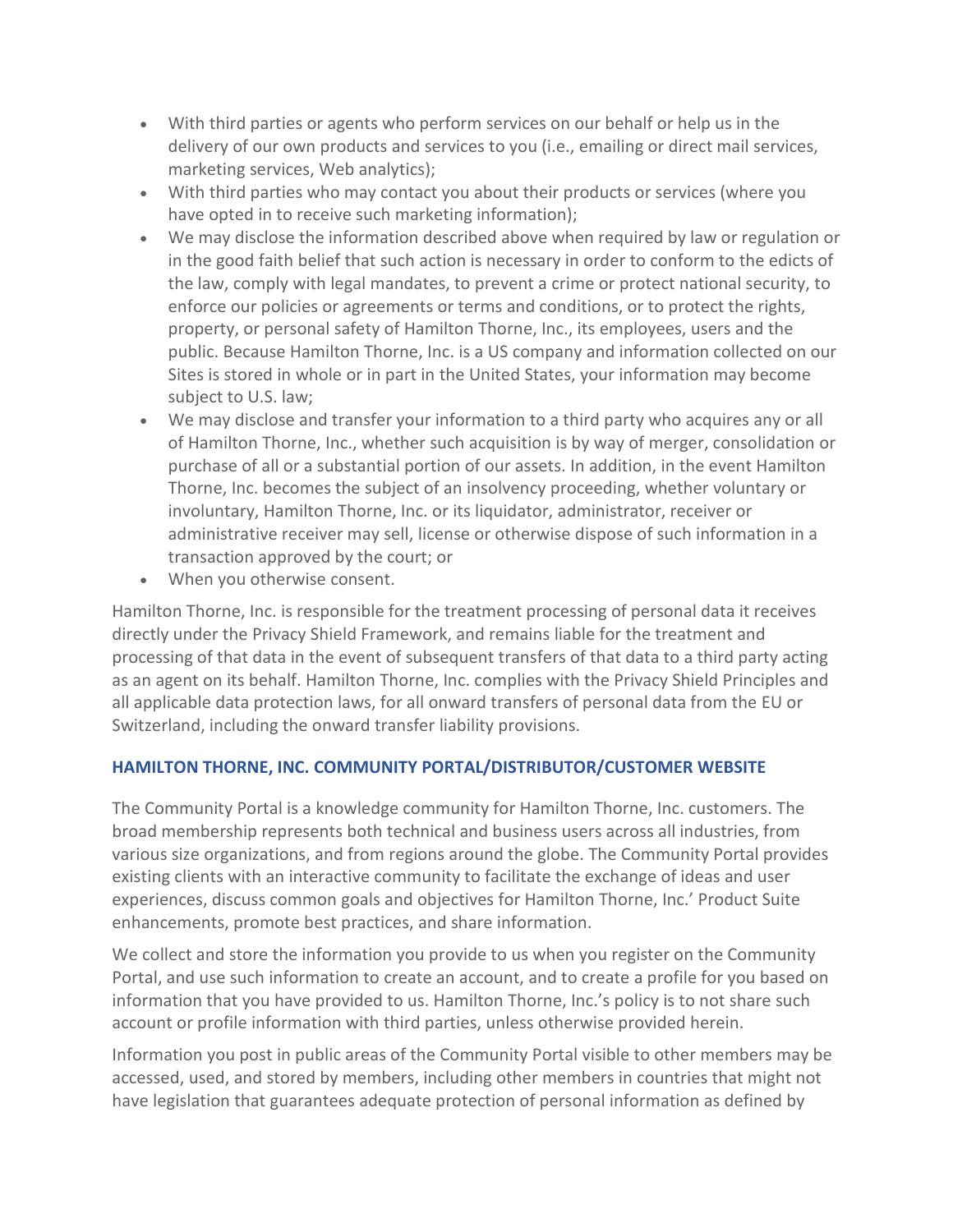- With third parties or agents who perform services on our behalf or help us in the delivery of our own products and services to you (i.e., emailing or direct mail services, marketing services, Web analytics);
- With third parties who may contact you about their products or services (where you have opted in to receive such marketing information);
- We may disclose the information described above when required by law or regulation or in the good faith belief that such action is necessary in order to conform to the edicts of the law, comply with legal mandates, to prevent a crime or protect national security, to enforce our policies or agreements or terms and conditions, or to protect the rights, property, or personal safety of Hamilton Thorne, Inc., its employees, users and the public. Because Hamilton Thorne, Inc. is a US company and information collected on our Sites is stored in whole or in part in the United States, your information may become subject to U.S. law;
- We may disclose and transfer your information to a third party who acquires any or all of Hamilton Thorne, Inc., whether such acquisition is by way of merger, consolidation or purchase of all or a substantial portion of our assets. In addition, in the event Hamilton Thorne, Inc. becomes the subject of an insolvency proceeding, whether voluntary or involuntary, Hamilton Thorne, Inc. or its liquidator, administrator, receiver or administrative receiver may sell, license or otherwise dispose of such information in a transaction approved by the court; or
- When you otherwise consent.

Hamilton Thorne, Inc. is responsible for the treatment processing of personal data it receives directly under the Privacy Shield Framework, and remains liable for the treatment and processing of that data in the event of subsequent transfers of that data to a third party acting as an agent on its behalf. Hamilton Thorne, Inc. complies with the Privacy Shield Principles and all applicable data protection laws, for all onward transfers of personal data from the EU or Switzerland, including the onward transfer liability provisions.

### HAMILTON THORNE, INC. COMMUNITY PORTAL/DISTRIBUTOR/CUSTOMER WEBSITE

The Community Portal is a knowledge community for Hamilton Thorne, Inc. customers. The broad membership represents both technical and business users across all industries, from various size organizations, and from regions around the globe. The Community Portal provides existing clients with an interactive community to facilitate the exchange of ideas and user experiences, discuss common goals and objectives for Hamilton Thorne, Inc.' Product Suite enhancements, promote best practices, and share information.

We collect and store the information you provide to us when you register on the Community Portal, and use such information to create an account, and to create a profile for you based on information that you have provided to us. Hamilton Thorne, Inc.'s policy is to not share such account or profile information with third parties, unless otherwise provided herein.

Information you post in public areas of the Community Portal visible to other members may be accessed, used, and stored by members, including other members in countries that might not have legislation that guarantees adequate protection of personal information as defined by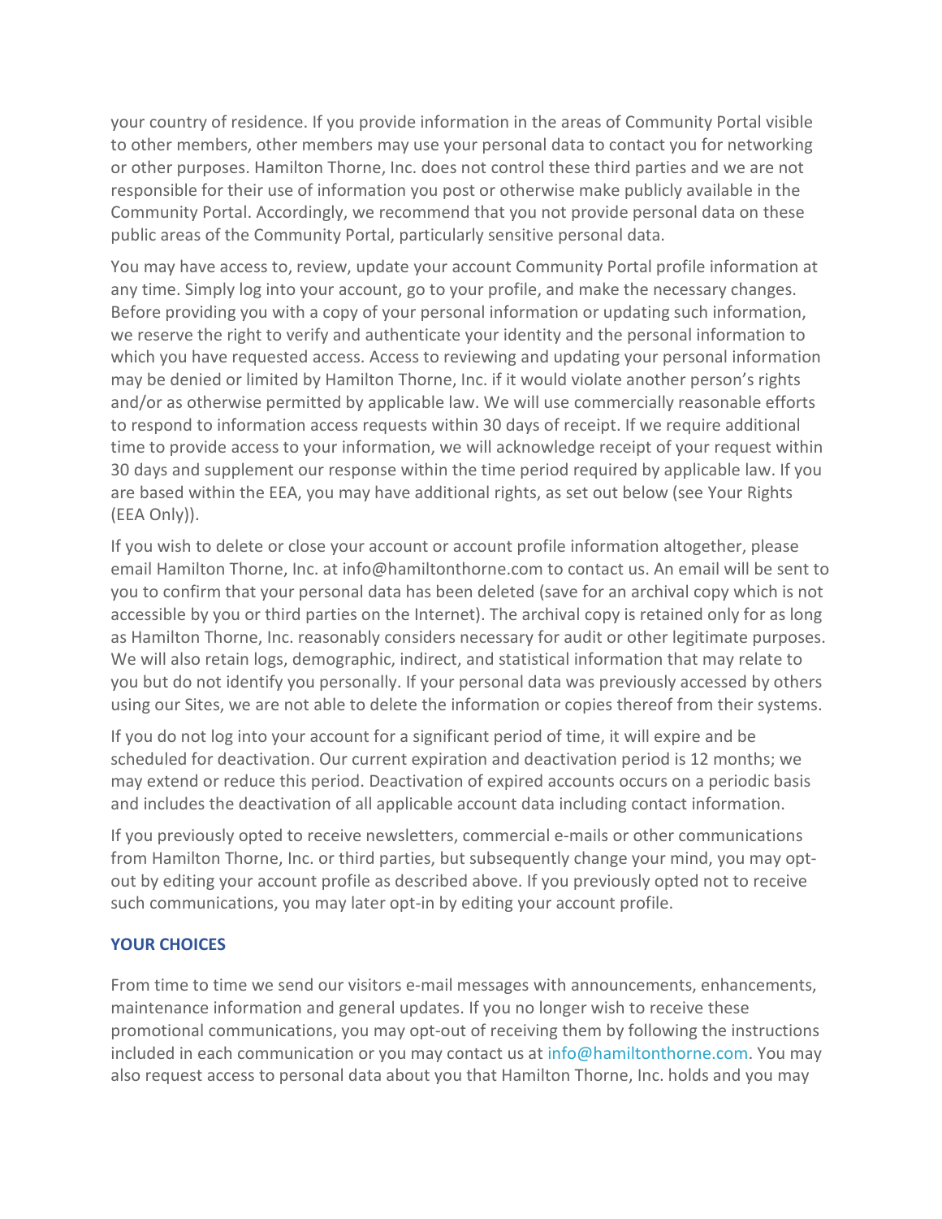your country of residence. If you provide information in the areas of Community Portal visible to other members, other members may use your personal data to contact you for networking or other purposes. Hamilton Thorne, Inc. does not control these third parties and we are not responsible for their use of information you post or otherwise make publicly available in the Community Portal. Accordingly, we recommend that you not provide personal data on these public areas of the Community Portal, particularly sensitive personal data.

You may have access to, review, update your account Community Portal profile information at any time. Simply log into your account, go to your profile, and make the necessary changes. Before providing you with a copy of your personal information or updating such information, we reserve the right to verify and authenticate your identity and the personal information to which you have requested access. Access to reviewing and updating your personal information may be denied or limited by Hamilton Thorne, Inc. if it would violate another person's rights and/or as otherwise permitted by applicable law. We will use commercially reasonable efforts to respond to information access requests within 30 days of receipt. If we require additional time to provide access to your information, we will acknowledge receipt of your request within 30 days and supplement our response within the time period required by applicable law. If you are based within the EEA, you may have additional rights, as set out below (see Your Rights (EEA Only)).

If you wish to delete or close your account or account profile information altogether, please email Hamilton Thorne, Inc. at info@hamiltonthorne.com to contact us. An email will be sent to you to confirm that your personal data has been deleted (save for an archival copy which is not accessible by you or third parties on the Internet). The archival copy is retained only for as long as Hamilton Thorne, Inc. reasonably considers necessary for audit or other legitimate purposes. We will also retain logs, demographic, indirect, and statistical information that may relate to you but do not identify you personally. If your personal data was previously accessed by others using our Sites, we are not able to delete the information or copies thereof from their systems.

If you do not log into your account for a significant period of time, it will expire and be scheduled for deactivation. Our current expiration and deactivation period is 12 months; we may extend or reduce this period. Deactivation of expired accounts occurs on a periodic basis and includes the deactivation of all applicable account data including contact information.

If you previously opted to receive newsletters, commercial e-mails or other communications from Hamilton Thorne, Inc. or third parties, but subsequently change your mind, you may opt-out by editing your account profile as described above. If you previously opted not to receive such communications, you may later opt-in by editing your account profile.

## YOUR CHOICES

From time to time we send our visitors e-mail messages with announcements, enhancements, maintenance information and general updates. If you no longer wish to receive these promotional communications, you may opt-out of receiving them by following the instructions included in each communication or you may contact us at info@hamiltonthorne.com. You may also request access to personal data about you that Hamilton Thorne, Inc. holds and you may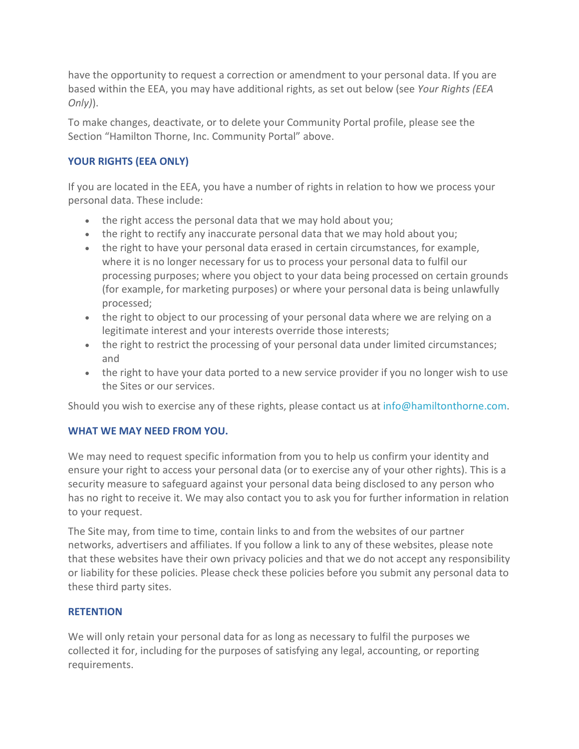have the opportunity to request a correction or amendment to your personal data. If you are based within the EEA, you may have additional rights, as set out below (see *Your Rights (EEA Only)*).

To make changes, deactivate, or to delete your Community Portal profile, please see the Section "Hamilton Thorne, Inc. Community Portal" above.

### YOUR RIGHTS (EEA ONLY)

If you are located in the EEA, you have a number of rights in relation to how we process your personal data. These include:

- the right access the personal data that we may hold about you;
- the right to rectify any inaccurate personal data that we may hold about you;
- the right to have your personal data erased in certain circumstances, for example, where it is no longer necessary for us to process your personal data to fulfil our processing purposes; where you object to your data being processed on certain grounds (for example, for marketing purposes) or where your personal data is being unlawfully processed;
- the right to object to our processing of your personal data where we are relying on a legitimate interest and your interests override those interests;
- the right to restrict the processing of your personal data under limited circumstances; and
- the right to have your data ported to a new service provider if you no longer wish to use the Sites or our services.

Should you wish to exercise any of these rights, please contact us at info@hamiltonthorne.com.

### WHAT WE MAY NEED FROM YOU.

We may need to request specific information from you to help us confirm your identity and ensure your right to access your personal data (or to exercise any of your other rights). This is a security measure to safeguard against your personal data being disclosed to any person who has no right to receive it. We may also contact you to ask you for further information in relation to your request.

The Site may, from time to time, contain links to and from the websites of our partner networks, advertisers and affiliates. If you follow a link to any of these websites, please note that these websites have their own privacy policies and that we do not accept any responsibility or liability for these policies. Please check these policies before you submit any personal data to these third party sites.

### RETENTION

We will only retain your personal data for as long as necessary to fulfil the purposes we collected it for, including for the purposes of satisfying any legal, accounting, or reporting requirements.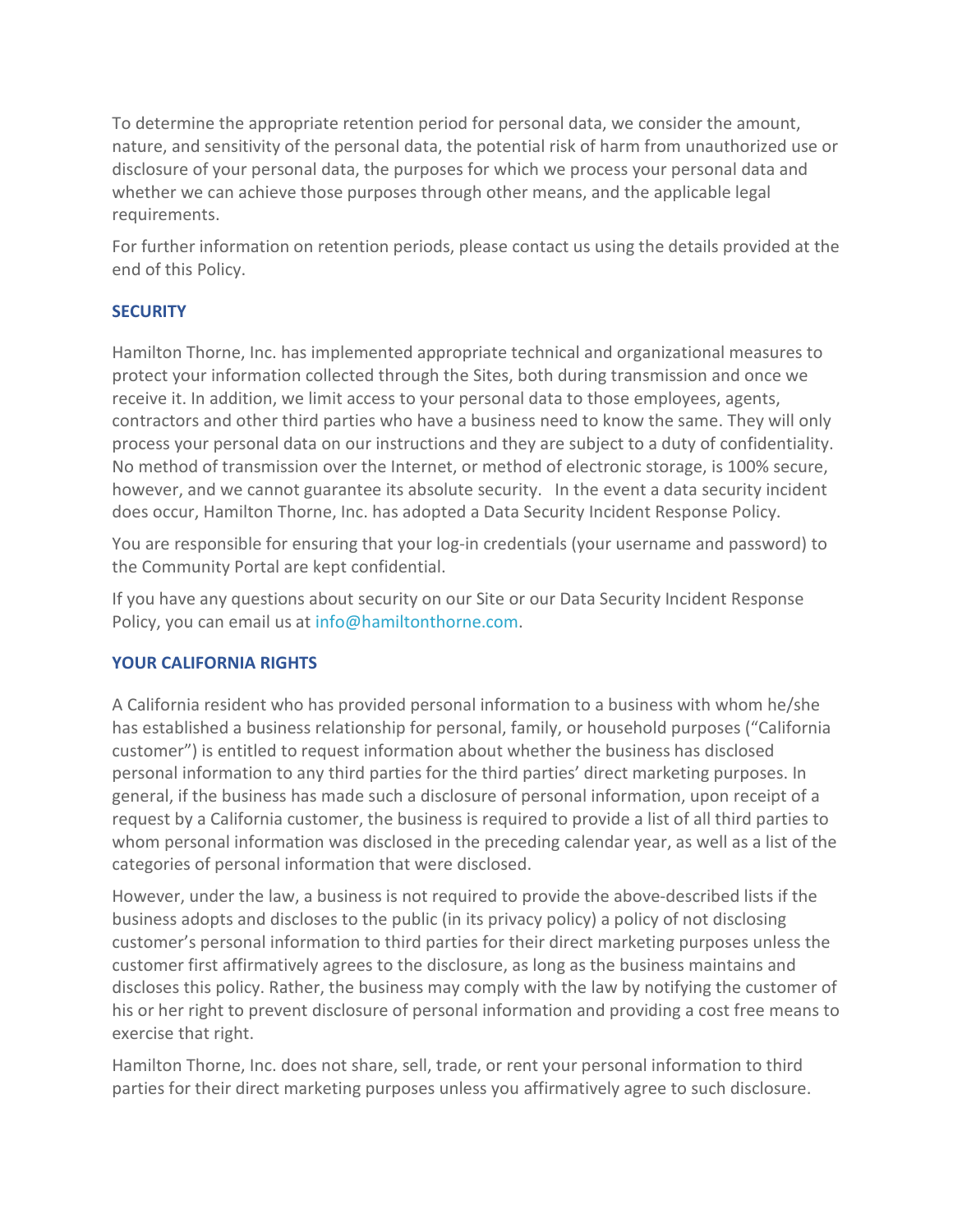To determine the appropriate retention period for personal data, we consider the amount, nature, and sensitivity of the personal data, the potential risk of harm from unauthorized use or disclosure of your personal data, the purposes for which we process your personal data and whether we can achieve those purposes through other means, and the applicable legal requirements.

For further information on retention periods, please contact us using the details provided at the end of this Policy.

## SECURITY

Hamilton Thorne, Inc. has implemented appropriate technical and organizational measures to protect your information collected through the Sites, both during transmission and once we receive it. In addition, we limit access to your personal data to those employees, agents, contractors and other third parties who have a business need to know the same. They will only process your personal data on our instructions and they are subject to a duty of confidentiality. No method of transmission over the Internet, or method of electronic storage, is 100% secure, however, and we cannot guarantee its absolute security. In the event a data security incident does occur, Hamilton Thorne, Inc. has adopted a Data Security Incident Response Policy.

You are responsible for ensuring that your log-in credentials (your username and password) to the Community Portal are kept confidential.

If you have any questions about security on our Site or our Data Security Incident Response Policy, you can email us at info@hamiltonthorne.com.

## YOUR CALIFORNIA RIGHTS

A California resident who has provided personal information to a business with whom he/she has established a business relationship for personal, family, or household purposes ("California customer") is entitled to request information about whether the business has disclosed personal information to any third parties for the third parties' direct marketing purposes. In general, if the business has made such a disclosure of personal information, upon receipt of a request by a California customer, the business is required to provide a list of all third parties to whom personal information was disclosed in the preceding calendar year, as well as a list of the categories of personal information that were disclosed.

However, under the law, a business is not required to provide the above-described lists if the business adopts and discloses to the public (in its privacy policy) a policy of not disclosing customer's personal information to third parties for their direct marketing purposes unless the customer first affirmatively agrees to the disclosure, as long as the business maintains and discloses this policy. Rather, the business may comply with the law by notifying the customer of his or her right to prevent disclosure of personal information and providing a cost free means to exercise that right.

Hamilton Thorne, Inc. does not share, sell, trade, or rent your personal information to third parties for their direct marketing purposes unless you affirmatively agree to such disclosure.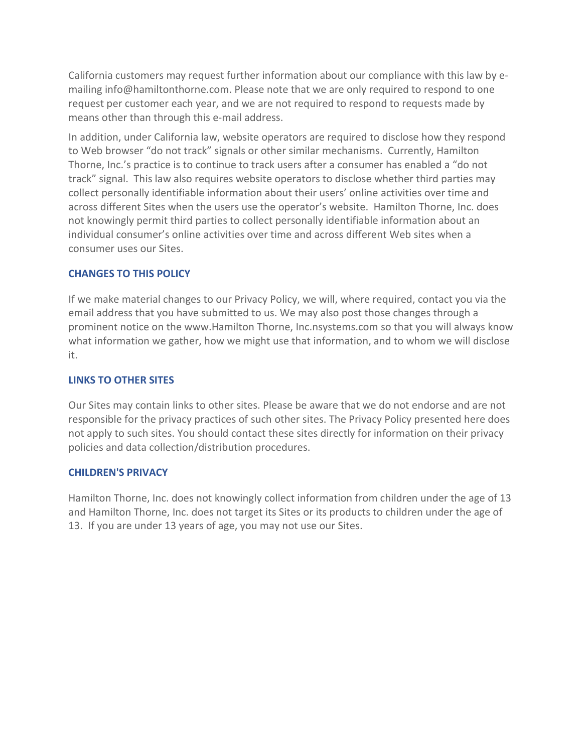California customers may request further information about our compliance with this law by e-mailing info@hamiltonthorne.com. Please note that we are only required to respond to one request per customer each year, and we are not required to respond to requests made by means other than through this e-mail address.

In addition, under California law, website operators are required to disclose how they respond to Web browser "do not track" signals or other similar mechanisms. Currently, Hamilton Thorne, Inc.'s practice is to continue to track users after a consumer has enabled a "do not track" signal. This law also requires website operators to disclose whether third parties may collect personally identifiable information about their users' online activities over time and across different Sites when the users use the operator's website. Hamilton Thorne, Inc. does not knowingly permit third parties to collect personally identifiable information about an individual consumer's online activities over time and across different Web sites when a consumer uses our Sites.

### CHANGES TO THIS POLICY

If we make material changes to our Privacy Policy, we will, where required, contact you via the email address that you have submitted to us. We may also post those changes through a prominent notice on the www.Hamilton Thorne, Inc.nsystems.com so that you will always know what information we gather, how we might use that information, and to whom we will disclose it.

### LINKS TO OTHER SITES

Our Sites may contain links to other sites. Please be aware that we do not endorse and are not responsible for the privacy practices of such other sites. The Privacy Policy presented here does not apply to such sites. You should contact these sites directly for information on their privacy policies and data collection/distribution procedures.

### CHILDREN'S PRIVACY

Hamilton Thorne, Inc. does not knowingly collect information from children under the age of 13 and Hamilton Thorne, Inc. does not target its Sites or its products to children under the age of 13. If you are under 13 years of age, you may not use our Sites.